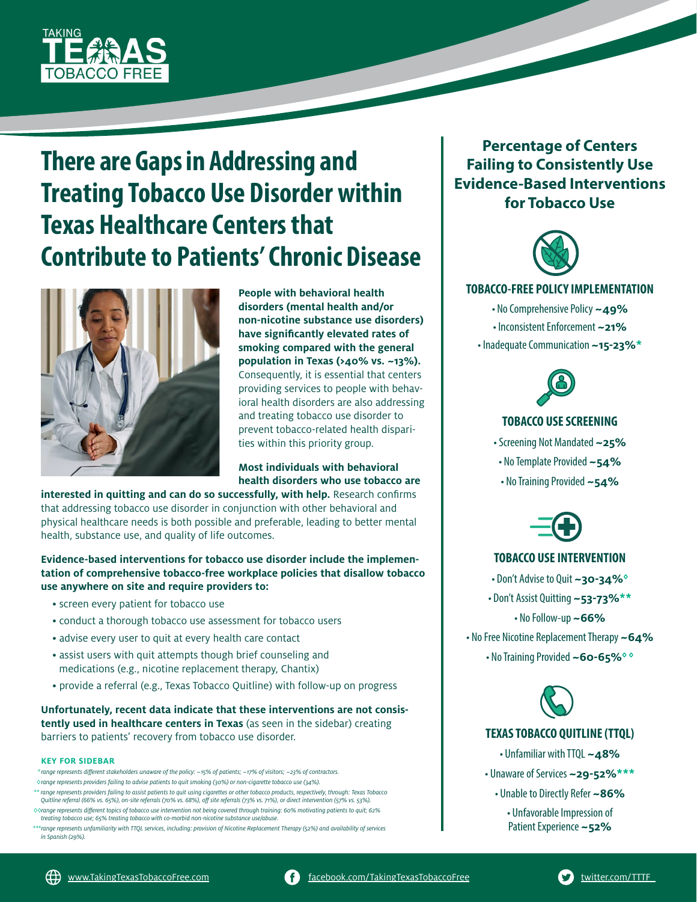TAKING TEXAS TOBACCO FREE

# There are Gaps in Addressing and Treating Tobacco Use Disorder within Texas Healthcare Centers that Contribute to Patients' Chronic Disease

**People with behavioral health disorders (mental health and/or non-nicotine substance use disorders) have significantly elevated rates of smoking compared with the general population in Texas (>40% vs. ~13%).** Consequently, it is essential that centers providing services to people with behavioral health disorders are also addressing and treating tobacco use disorder to prevent tobacco-related health disparities within this priority group.

**Most individuals with behavioral health disorders who use tobacco are interested in quitting and can do so successfully, with help.** Research confirms that addressing tobacco use disorder in conjunction with other behavioral and physical healthcare needs is both possible and preferable, leading to better mental health, substance use, and quality of life outcomes.

**Evidence-based interventions for tobacco use disorder include the implementation of comprehensive tobacco-free workplace policies that disallow tobacco use anywhere on site and require providers to:**

- screen every patient for tobacco use
- conduct a thorough tobacco use assessment for tobacco users
- advise every user to quit at every health care contact
- assist users with quit attempts though brief counseling and medications (e.g., nicotine replacement therapy, Chantix)
- provide a referral (e.g., Texas Tobacco Quitline) with follow-up on progress

**Unfortunately, recent data indicate that these interventions are not consistently used in healthcare centers in Texas** (as seen in the sidebar) creating barriers to patients' recovery from tobacco use disorder.

## Percentage of Centers Failing to Consistently Use Evidence-Based Interventions for Tobacco Use

### TOBACCO-FREE POLICY IMPLEMENTATION

- No Comprehensive Policy **~49%**
- Inconsistent Enforcement **~21%**
- Inadequate Communication **~15-23%***

### TOBACCO USE SCREENING

- Screening Not Mandated **~25%**
- No Template Provided **~54%**
- No Training Provided **~54%**

### TOBACCO USE INTERVENTION

- Don't Advise to Quit **~30-34%**◊
- Don't Assist Quitting **~53-73%****
- No Follow-up **~66%**
- No Free Nicotine Replacement Therapy **~64%**
- No Training Provided **~60-65%**◊◊

### TEXAS TOBACCO QUITLINE (TTQL)

- Unfamiliar with TTQL **~48%**
- Unaware of Services **~29-52%*****
- Unable to Directly Refer **~86%**
- Unfavorable Impression of Patient Experience **~52%**

#### KEY FOR SIDEBAR

*\*range represents different stakeholders unaware of the policy: ~15% of patients; ~17% of visitors; ~23% of contractors.*

*◊range represents providers failing to advise patients to quit smoking (30%) or non-cigarette tobacco use (34%).*

*\*\* range represents providers failing to assist patients to quit using cigarettes or other tobacco products, respectively, through: Texas Tobacco Quitline referral (66% vs. 65%), on-site referrals (70% vs. 68%), off site referrals (73% vs. 71%), or direct intervention (57% vs. 53%).*

*◊◊range represents different topics of tobacco use intervention not being covered through training: 60% motivating patients to quit; 62% treating tobacco use; 65% treating tobacco with co-morbid non-nicotine substance use/abuse.*

*\*\*\*range represents unfamiliarity with TTQL services, including: provision of Nicotine Replacement Therapy (52%) and availability of services in Spanish (29%).*

www.TakingTexasTobaccoFree.com | facebook.com/TakingTexasTobaccoFree | twitter.com/TTTF_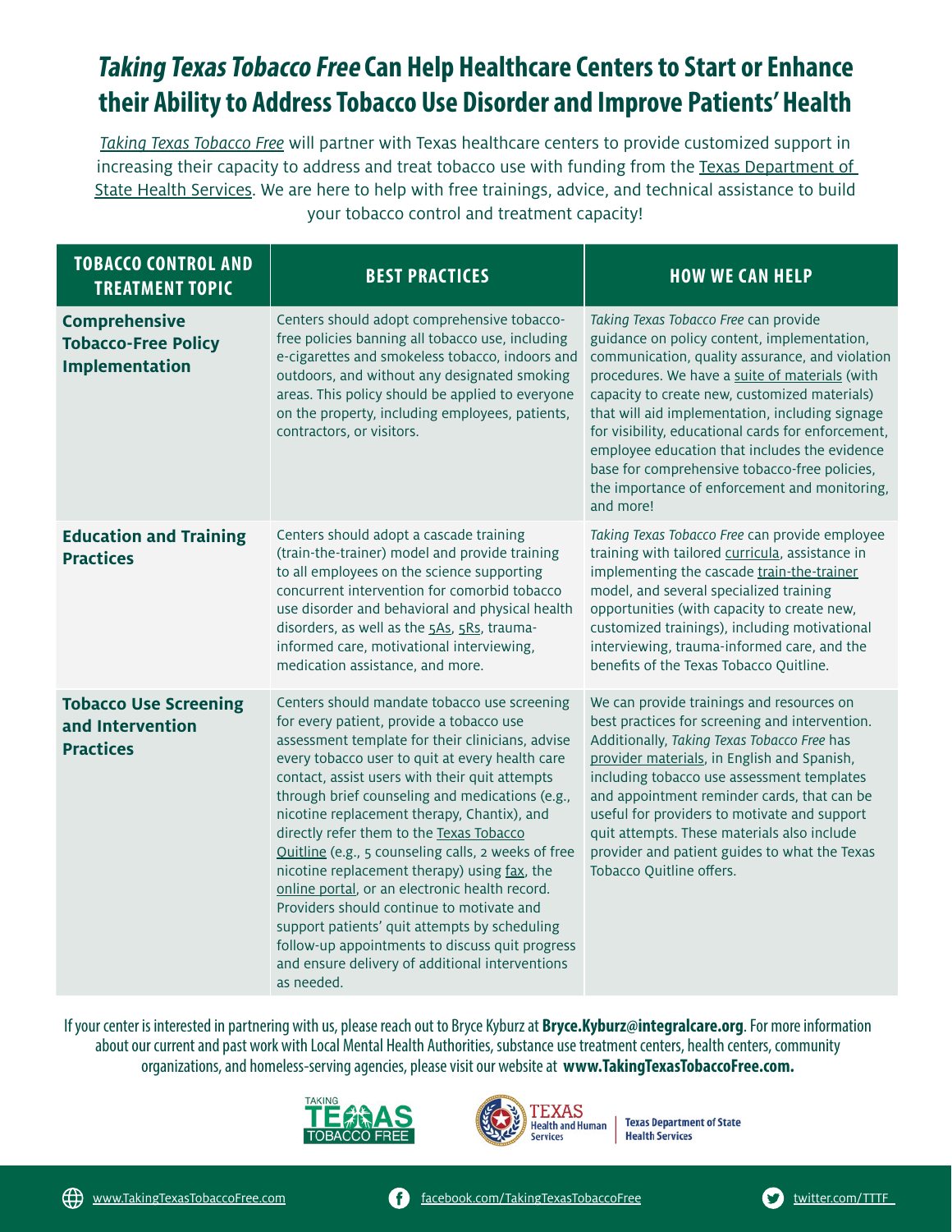# *Taking Texas Tobacco Free* Can Help Healthcare Centers to Start or Enhance their Ability to Address Tobacco Use Disorder and Improve Patients' Health

*Taking Texas Tobacco Free* will partner with Texas healthcare centers to provide customized support in increasing their capacity to address and treat tobacco use with funding from the Texas Department of State Health Services. We are here to help with free trainings, advice, and technical assistance to build your tobacco control and treatment capacity!

| TOBACCO CONTROL AND TREATMENT TOPIC | BEST PRACTICES | HOW WE CAN HELP |
|---|---|---|
| **Comprehensive Tobacco-Free Policy Implementation** | Centers should adopt comprehensive tobacco-free policies banning all tobacco use, including e-cigarettes and smokeless tobacco, indoors and outdoors, and without any designated smoking areas. This policy should be applied to everyone on the property, including employees, patients, contractors, or visitors. | *Taking Texas Tobacco Free* can provide guidance on policy content, implementation, communication, quality assurance, and violation procedures. We have a suite of materials (with capacity to create new, customized materials) that will aid implementation, including signage for visibility, educational cards for enforcement, employee education that includes the evidence base for comprehensive tobacco-free policies, the importance of enforcement and monitoring, and more! |
| **Education and Training Practices** | Centers should adopt a cascade training (train-the-trainer) model and provide training to all employees on the science supporting concurrent intervention for comorbid tobacco use disorder and behavioral and physical health disorders, as well as the 5As, 5Rs, trauma-informed care, motivational interviewing, medication assistance, and more. | *Taking Texas Tobacco Free* can provide employee training with tailored curricula, assistance in implementing the cascade train-the-trainer model, and several specialized training opportunities (with capacity to create new, customized trainings), including motivational interviewing, trauma-informed care, and the benefits of the Texas Tobacco Quitline. |
| **Tobacco Use Screening and Intervention Practices** | Centers should mandate tobacco use screening for every patient, provide a tobacco use assessment template for their clinicians, advise every tobacco user to quit at every health care contact, assist users with their quit attempts through brief counseling and medications (e.g., nicotine replacement therapy, Chantix), and directly refer them to the Texas Tobacco Quitline (e.g., 5 counseling calls, 2 weeks of free nicotine replacement therapy) using fax, the online portal, or an electronic health record. Providers should continue to motivate and support patients' quit attempts by scheduling follow-up appointments to discuss quit progress and ensure delivery of additional interventions as needed. | We can provide trainings and resources on best practices for screening and intervention. Additionally, *Taking Texas Tobacco Free* has provider materials, in English and Spanish, including tobacco use assessment templates and appointment reminder cards, that can be useful for providers to motivate and support quit attempts. These materials also include provider and patient guides to what the Texas Tobacco Quitline offers. |

If your center is interested in partnering with us, please reach out to Bryce Kyburz at **Bryce.Kyburz@integralcare.org**. For more information about our current and past work with Local Mental Health Authorities, substance use treatment centers, health centers, community organizations, and homeless-serving agencies, please visit our website at **www.TakingTexasTobaccoFree.com.**

TAKING TEXAS TOBACCO FREE

TEXAS Health and Human Services | Texas Department of State Health Services

www.TakingTexasTobaccoFree.com    facebook.com/TakingTexasTobaccoFree    twitter.com/TTTF_